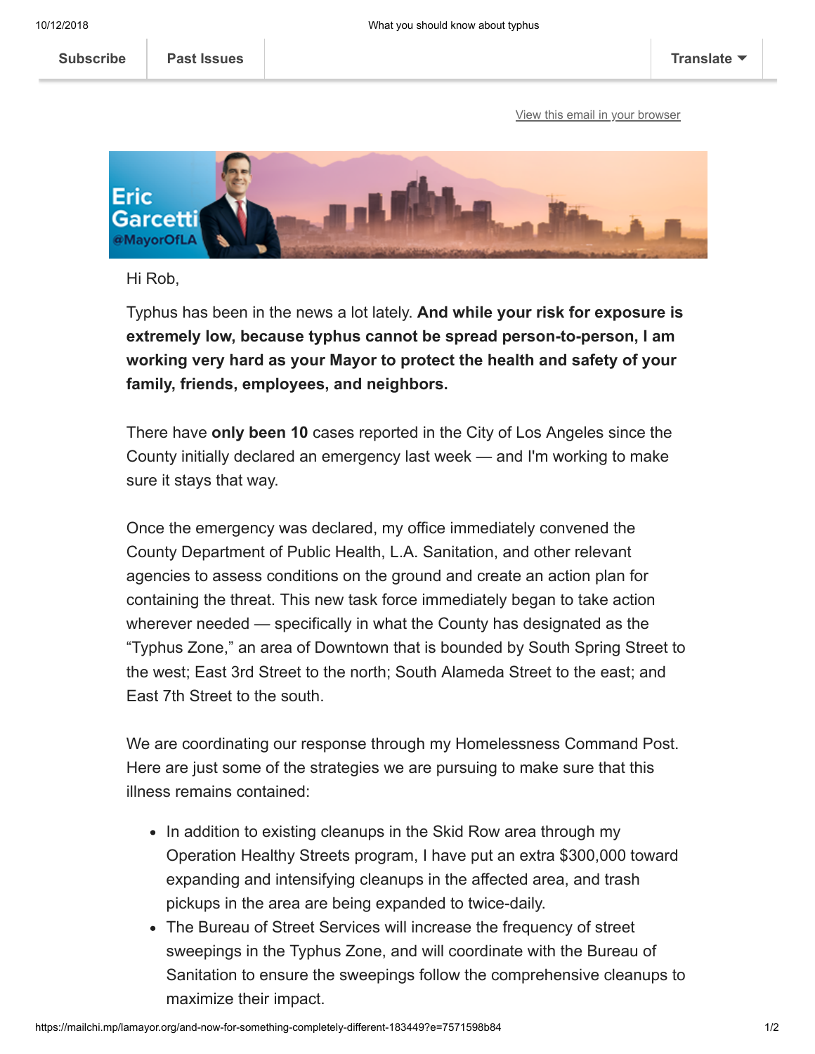Subscribe | Past Issues | Translate

View this email in your browser

Hi Rob,

Typhus has been in the news a lot lately. **And while your risk for exposure is extremely low, because typhus cannot be spread person-to-person, I am working very hard as your Mayor to protect the health and safety of your family, friends, employees, and neighbors.**

There have **only been 10** cases reported in the City of Los Angeles since the County initially declared an emergency last week — and I'm working to make sure it stays that way.

Once the emergency was declared, my office immediately convened the County Department of Public Health, L.A. Sanitation, and other relevant agencies to assess conditions on the ground and create an action plan for containing the threat. This new task force immediately began to take action wherever needed — specifically in what the County has designated as the "Typhus Zone," an area of Downtown that is bounded by South Spring Street to the west; East 3rd Street to the north; South Alameda Street to the east; and East 7th Street to the south.

We are coordinating our response through my Homelessness Command Post. Here are just some of the strategies we are pursuing to make sure that this illness remains contained:

- In addition to existing cleanups in the Skid Row area through my Operation Healthy Streets program, I have put an extra $300,000 toward expanding and intensifying cleanups in the affected area, and trash pickups in the area are being expanded to twice-daily.
- The Bureau of Street Services will increase the frequency of street sweepings in the Typhus Zone, and will coordinate with the Bureau of Sanitation to ensure the sweepings follow the comprehensive cleanups to maximize their impact.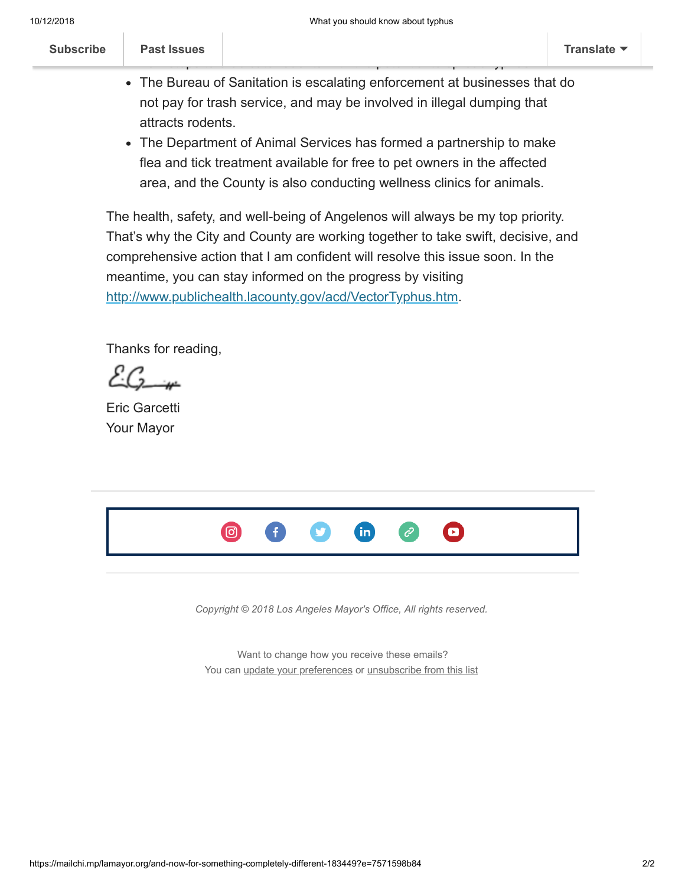- The Bureau of Sanitation is escalating enforcement at businesses that do not pay for trash service, and may be involved in illegal dumping that attracts rodents.
- The Department of Animal Services has formed a partnership to make flea and tick treatment available for free to pet owners in the affected area, and the County is also conducting wellness clinics for animals.

The health, safety, and well-being of Angelenos will always be my top priority. That's why the City and County are working together to take swift, decisive, and comprehensive action that I am confident will resolve this issue soon. In the meantime, you can stay informed on the progress by visiting http://www.publichealth.lacounty.gov/acd/VectorTyphus.htm.

Thanks for reading,

Eric Garcetti
Your Mayor

*Copyright © 2018 Los Angeles Mayor's Office, All rights reserved.*

Want to change how you receive these emails?
You can update your preferences or unsubscribe from this list